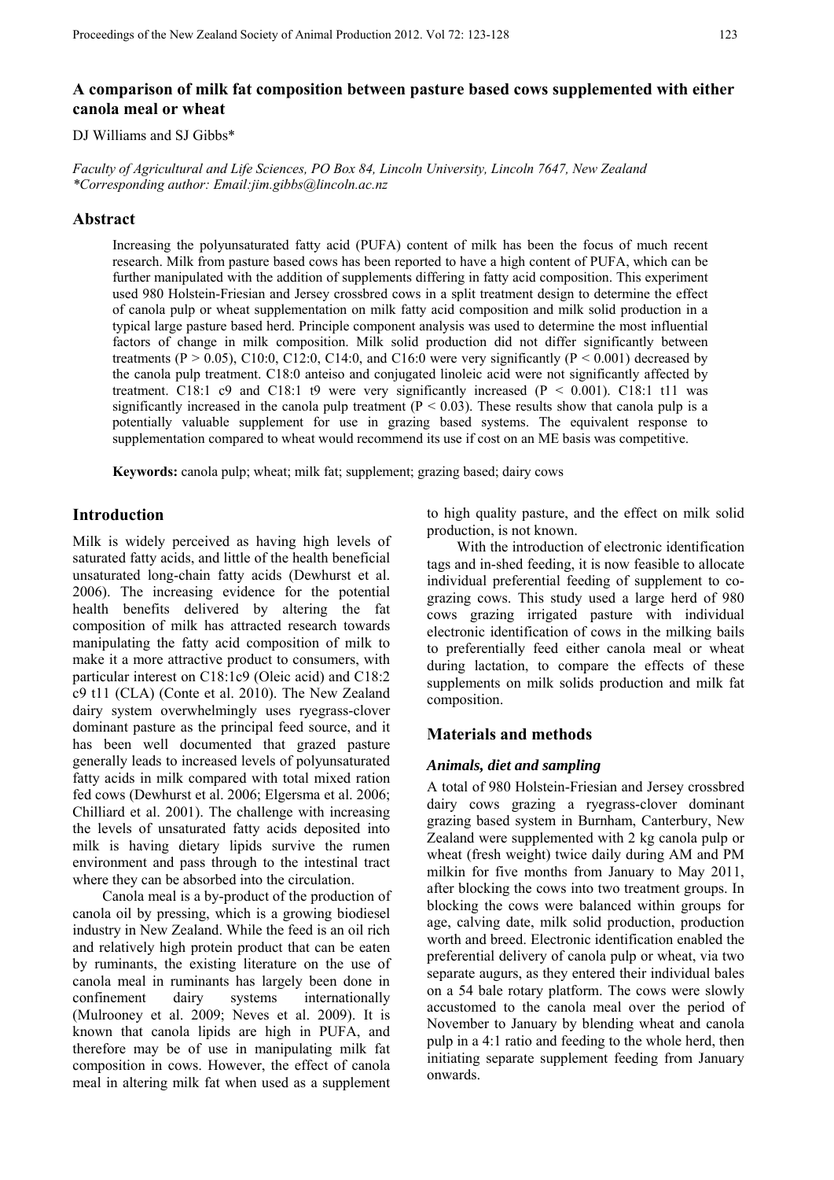# A comparison of milk fat composition between pasture based cows supplemented with either canola meal or wheat

DJ Williams and SJ Gibbs*

*Faculty of Agricultural and Life Sciences, PO Box 84, Lincoln University, Lincoln 7647, New Zealand*
*\*Corresponding author: Email:jim.gibbs@lincoln.ac.nz*

## Abstract

Increasing the polyunsaturated fatty acid (PUFA) content of milk has been the focus of much recent research. Milk from pasture based cows has been reported to have a high content of PUFA, which can be further manipulated with the addition of supplements differing in fatty acid composition. This experiment used 980 Holstein-Friesian and Jersey crossbred cows in a split treatment design to determine the effect of canola pulp or wheat supplementation on milk fatty acid composition and milk solid production in a typical large pasture based herd. Principle component analysis was used to determine the most influential factors of change in milk composition. Milk solid production did not differ significantly between treatments ($P > 0.05$), C10:0, C12:0, C14:0, and C16:0 were very significantly ($P < 0.001$) decreased by the canola pulp treatment. C18:0 anteiso and conjugated linoleic acid were not significantly affected by treatment. C18:1 c9 and C18:1 t9 were very significantly increased ($P < 0.001$). C18:1 t11 was significantly increased in the canola pulp treatment ($P < 0.03$). These results show that canola pulp is a potentially valuable supplement for use in grazing based systems. The equivalent response to supplementation compared to wheat would recommend its use if cost on an ME basis was competitive.

**Keywords:** canola pulp; wheat; milk fat; supplement; grazing based; dairy cows

## Introduction

Milk is widely perceived as having high levels of saturated fatty acids, and little of the health beneficial unsaturated long-chain fatty acids (Dewhurst et al. 2006). The increasing evidence for the potential health benefits delivered by altering the fat composition of milk has attracted research towards manipulating the fatty acid composition of milk to make it a more attractive product to consumers, with particular interest on C18:1c9 (Oleic acid) and C18:2 c9 t11 (CLA) (Conte et al. 2010). The New Zealand dairy system overwhelmingly uses ryegrass-clover dominant pasture as the principal feed source, and it has been well documented that grazed pasture generally leads to increased levels of polyunsaturated fatty acids in milk compared with total mixed ration fed cows (Dewhurst et al. 2006; Elgersma et al. 2006; Chilliard et al. 2001). The challenge with increasing the levels of unsaturated fatty acids deposited into milk is having dietary lipids survive the rumen environment and pass through to the intestinal tract where they can be absorbed into the circulation.

Canola meal is a by-product of the production of canola oil by pressing, which is a growing biodiesel industry in New Zealand. While the feed is an oil rich and relatively high protein product that can be eaten by ruminants, the existing literature on the use of canola meal in ruminants has largely been done in confinement dairy systems internationally (Mulrooney et al. 2009; Neves et al. 2009). It is known that canola lipids are high in PUFA, and therefore may be of use in manipulating milk fat composition in cows. However, the effect of canola meal in altering milk fat when used as a supplement to high quality pasture, and the effect on milk solid production, is not known.

With the introduction of electronic identification tags and in-shed feeding, it is now feasible to allocate individual preferential feeding of supplement to co-grazing cows. This study used a large herd of 980 cows grazing irrigated pasture with individual electronic identification of cows in the milking bails to preferentially feed either canola meal or wheat during lactation, to compare the effects of these supplements on milk solids production and milk fat composition.

## Materials and methods

### *Animals, diet and sampling*

A total of 980 Holstein-Friesian and Jersey crossbred dairy cows grazing a ryegrass-clover dominant grazing based system in Burnham, Canterbury, New Zealand were supplemented with 2 kg canola pulp or wheat (fresh weight) twice daily during AM and PM milkin for five months from January to May 2011, after blocking the cows into two treatment groups. In blocking the cows were balanced within groups for age, calving date, milk solid production, production worth and breed. Electronic identification enabled the preferential delivery of canola pulp or wheat, via two separate augurs, as they entered their individual bales on a 54 bale rotary platform. The cows were slowly accustomed to the canola meal over the period of November to January by blending wheat and canola pulp in a 4:1 ratio and feeding to the whole herd, then initiating separate supplement feeding from January onwards.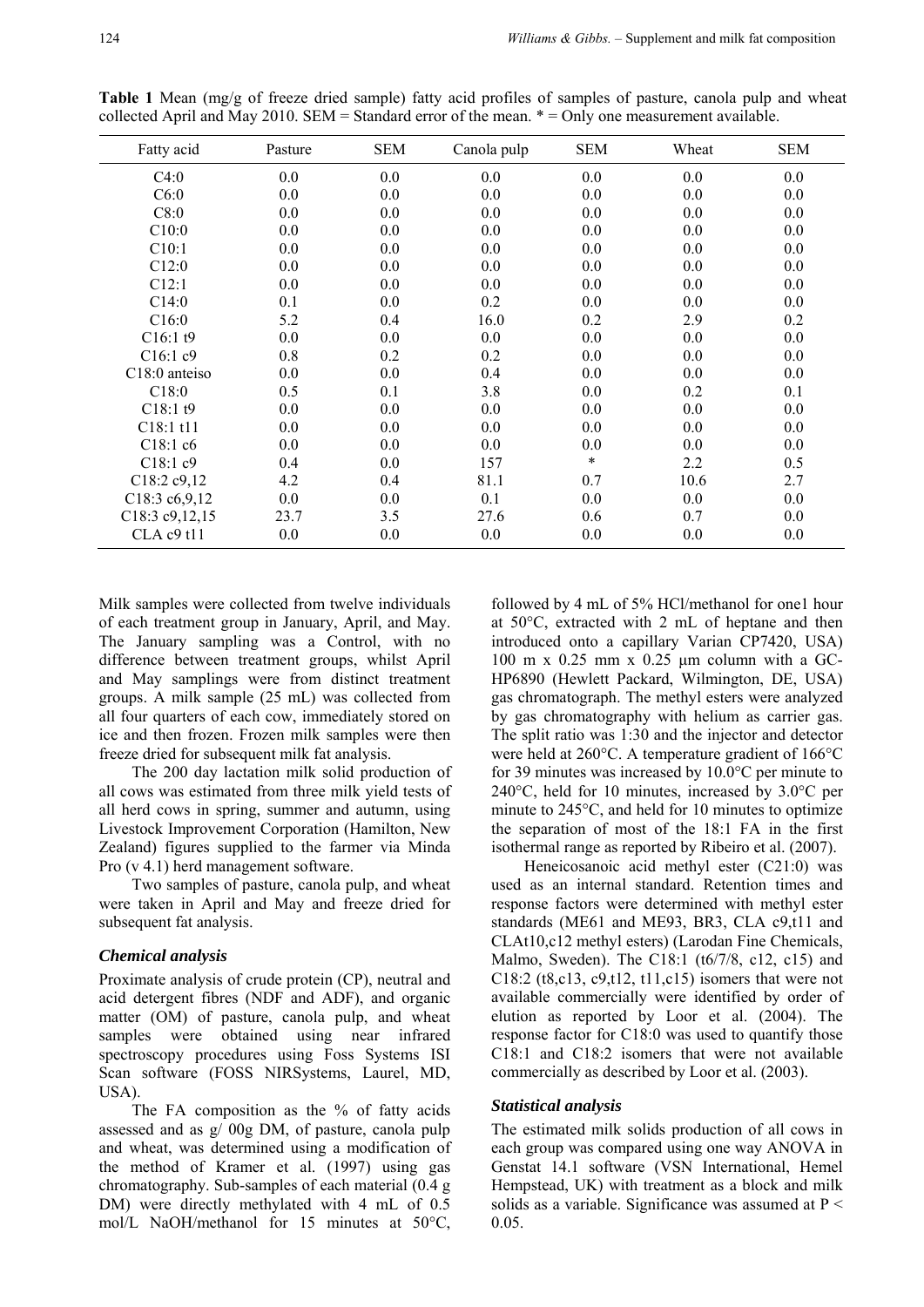**Table 1** Mean (mg/g of freeze dried sample) fatty acid profiles of samples of pasture, canola pulp and wheat collected April and May 2010. SEM = Standard error of the mean. * = Only one measurement available.

| Fatty acid | Pasture | SEM | Canola pulp | SEM | Wheat | SEM |
|---|---|---|---|---|---|---|
| C4:0 | 0.0 | 0.0 | 0.0 | 0.0 | 0.0 | 0.0 |
| C6:0 | 0.0 | 0.0 | 0.0 | 0.0 | 0.0 | 0.0 |
| C8:0 | 0.0 | 0.0 | 0.0 | 0.0 | 0.0 | 0.0 |
| C10:0 | 0.0 | 0.0 | 0.0 | 0.0 | 0.0 | 0.0 |
| C10:1 | 0.0 | 0.0 | 0.0 | 0.0 | 0.0 | 0.0 |
| C12:0 | 0.0 | 0.0 | 0.0 | 0.0 | 0.0 | 0.0 |
| C12:1 | 0.0 | 0.0 | 0.0 | 0.0 | 0.0 | 0.0 |
| C14:0 | 0.1 | 0.0 | 0.2 | 0.0 | 0.0 | 0.0 |
| C16:0 | 5.2 | 0.4 | 16.0 | 0.2 | 2.9 | 0.2 |
| C16:1 t9 | 0.0 | 0.0 | 0.0 | 0.0 | 0.0 | 0.0 |
| C16:1 c9 | 0.8 | 0.2 | 0.2 | 0.0 | 0.0 | 0.0 |
| C18:0 anteiso | 0.0 | 0.0 | 0.4 | 0.0 | 0.0 | 0.0 |
| C18:0 | 0.5 | 0.1 | 3.8 | 0.0 | 0.2 | 0.1 |
| C18:1 t9 | 0.0 | 0.0 | 0.0 | 0.0 | 0.0 | 0.0 |
| C18:1 t11 | 0.0 | 0.0 | 0.0 | 0.0 | 0.0 | 0.0 |
| C18:1 c6 | 0.0 | 0.0 | 0.0 | 0.0 | 0.0 | 0.0 |
| C18:1 c9 | 0.4 | 0.0 | 157 | * | 2.2 | 0.5 |
| C18:2 c9,12 | 4.2 | 0.4 | 81.1 | 0.7 | 10.6 | 2.7 |
| C18:3 c6,9,12 | 0.0 | 0.0 | 0.1 | 0.0 | 0.0 | 0.0 |
| C18:3 c9,12,15 | 23.7 | 3.5 | 27.6 | 0.6 | 0.7 | 0.0 |
| CLA c9 t11 | 0.0 | 0.0 | 0.0 | 0.0 | 0.0 | 0.0 |

Milk samples were collected from twelve individuals of each treatment group in January, April, and May. The January sampling was a Control, with no difference between treatment groups, whilst April and May samplings were from distinct treatment groups. A milk sample (25 mL) was collected from all four quarters of each cow, immediately stored on ice and then frozen. Frozen milk samples were then freeze dried for subsequent milk fat analysis.

The 200 day lactation milk solid production of all cows was estimated from three milk yield tests of all herd cows in spring, summer and autumn, using Livestock Improvement Corporation (Hamilton, New Zealand) figures supplied to the farmer via Minda Pro (v 4.1) herd management software.

Two samples of pasture, canola pulp, and wheat were taken in April and May and freeze dried for subsequent fat analysis.

### *Chemical analysis*

Proximate analysis of crude protein (CP), neutral and acid detergent fibres (NDF and ADF), and organic matter (OM) of pasture, canola pulp, and wheat samples were obtained using near infrared spectroscopy procedures using Foss Systems ISI Scan software (FOSS NIRSystems, Laurel, MD, USA).

The FA composition as the % of fatty acids assessed and as g/ 00g DM, of pasture, canola pulp and wheat, was determined using a modification of the method of Kramer et al. (1997) using gas chromatography. Sub-samples of each material (0.4 g DM) were directly methylated with 4 mL of 0.5 mol/L NaOH/methanol for 15 minutes at 50°C, followed by 4 mL of 5% HCl/methanol for one1 hour at 50°C, extracted with 2 mL of heptane and then introduced onto a capillary Varian CP7420, USA) 100 m x 0.25 mm x 0.25 µm column with a GC-HP6890 (Hewlett Packard, Wilmington, DE, USA) gas chromatograph. The methyl esters were analyzed by gas chromatography with helium as carrier gas. The split ratio was 1:30 and the injector and detector were held at 260°C. A temperature gradient of 166°C for 39 minutes was increased by 10.0°C per minute to 240°C, held for 10 minutes, increased by 3.0°C per minute to 245°C, and held for 10 minutes to optimize the separation of most of the 18:1 FA in the first isothermal range as reported by Ribeiro et al. (2007).

Heneicosanoic acid methyl ester (C21:0) was used as an internal standard. Retention times and response factors were determined with methyl ester standards (ME61 and ME93, BR3, CLA c9,t11 and CLAt10,c12 methyl esters) (Larodan Fine Chemicals, Malmo, Sweden). The C18:1 (t6/7/8, c12, c15) and C18:2 (t8,c13, c9,t12, t11,c15) isomers that were not available commercially were identified by order of elution as reported by Loor et al. (2004). The response factor for C18:0 was used to quantify those C18:1 and C18:2 isomers that were not available commercially as described by Loor et al. (2003).

### *Statistical analysis*

The estimated milk solids production of all cows in each group was compared using one way ANOVA in Genstat 14.1 software (VSN International, Hemel Hempstead, UK) with treatment as a block and milk solids as a variable. Significance was assumed at $P < 0.05$.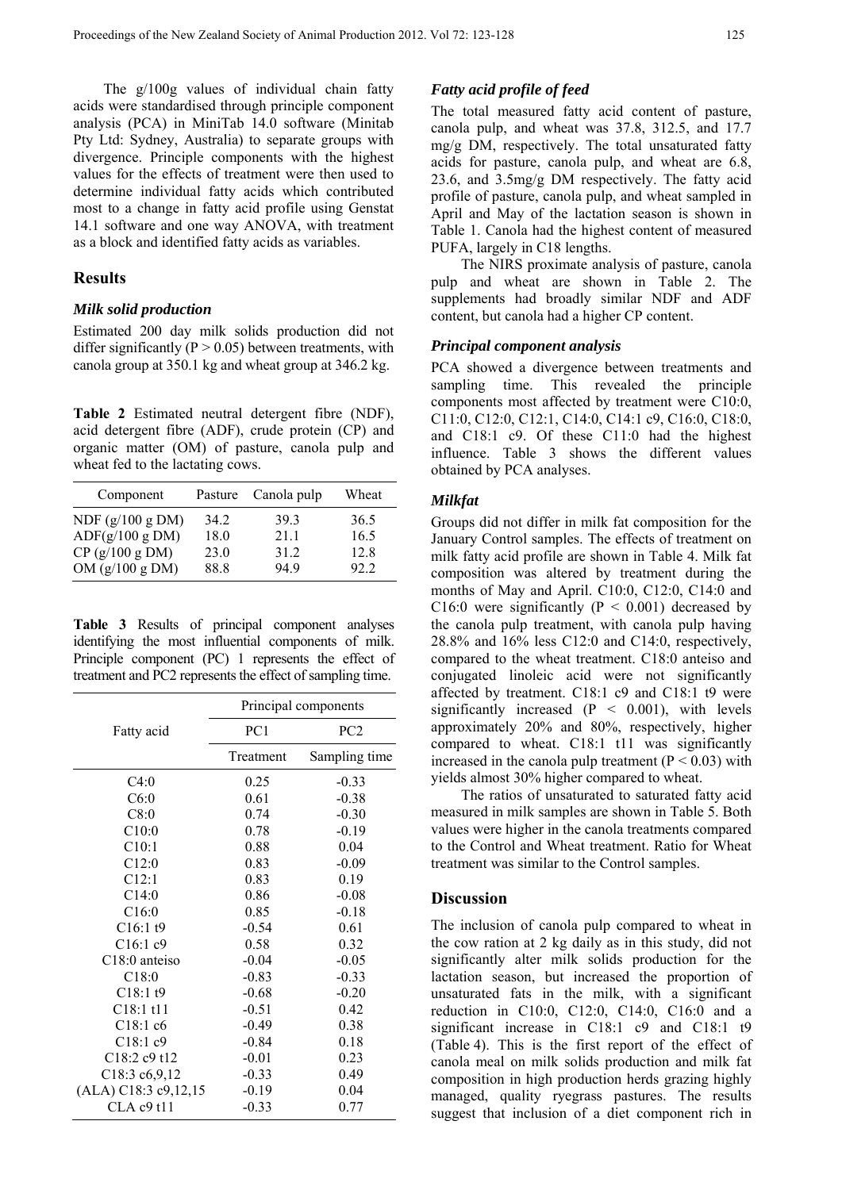The g/100g values of individual chain fatty acids were standardised through principle component analysis (PCA) in MiniTab 14.0 software (Minitab Pty Ltd: Sydney, Australia) to separate groups with divergence. Principle components with the highest values for the effects of treatment were then used to determine individual fatty acids which contributed most to a change in fatty acid profile using Genstat 14.1 software and one way ANOVA, with treatment as a block and identified fatty acids as variables.

## Results

### Milk solid production

Estimated 200 day milk solids production did not differ significantly ($P > 0.05$) between treatments, with canola group at 350.1 kg and wheat group at 346.2 kg.

**Table 2** Estimated neutral detergent fibre (NDF), acid detergent fibre (ADF), crude protein (CP) and organic matter (OM) of pasture, canola pulp and wheat fed to the lactating cows.

| Component | Pasture | Canola pulp | Wheat |
|---|---|---|---|
| NDF (g/100 g DM) | 34.2 | 39.3 | 36.5 |
| ADF(g/100 g DM) | 18.0 | 21.1 | 16.5 |
| CP (g/100 g DM) | 23.0 | 31.2 | 12.8 |
| OM (g/100 g DM) | 88.8 | 94.9 | 92.2 |

**Table 3** Results of principal component analyses identifying the most influential components of milk. Principle component (PC) 1 represents the effect of treatment and PC2 represents the effect of sampling time.

| Fatty acid | Principal components | |
|---|---|---|
| | PC1 | PC2 |
| | Treatment | Sampling time |
| C4:0 | 0.25 | -0.33 |
| C6:0 | 0.61 | -0.38 |
| C8:0 | 0.74 | -0.30 |
| C10:0 | 0.78 | -0.19 |
| C10:1 | 0.88 | 0.04 |
| C12:0 | 0.83 | -0.09 |
| C12:1 | 0.83 | 0.19 |
| C14:0 | 0.86 | -0.08 |
| C16:0 | 0.85 | -0.18 |
| C16:1 t9 | -0.54 | 0.61 |
| C16:1 c9 | 0.58 | 0.32 |
| C18:0 anteiso | -0.04 | -0.05 |
| C18:0 | -0.83 | -0.33 |
| C18:1 t9 | -0.68 | -0.20 |
| C18:1 t11 | -0.51 | 0.42 |
| C18:1 c6 | -0.49 | 0.38 |
| C18:1 c9 | -0.84 | 0.18 |
| C18:2 c9 t12 | -0.01 | 0.23 |
| C18:3 c6,9,12 | -0.33 | 0.49 |
| (ALA) C18:3 c9,12,15 | -0.19 | 0.04 |
| CLA c9 t11 | -0.33 | 0.77 |

### Fatty acid profile of feed

The total measured fatty acid content of pasture, canola pulp, and wheat was 37.8, 312.5, and 17.7 mg/g DM, respectively. The total unsaturated fatty acids for pasture, canola pulp, and wheat are 6.8, 23.6, and 3.5mg/g DM respectively. The fatty acid profile of pasture, canola pulp, and wheat sampled in April and May of the lactation season is shown in Table 1. Canola had the highest content of measured PUFA, largely in C18 lengths.

The NIRS proximate analysis of pasture, canola pulp and wheat are shown in Table 2. The supplements had broadly similar NDF and ADF content, but canola had a higher CP content.

### Principal component analysis

PCA showed a divergence between treatments and sampling time. This revealed the principle components most affected by treatment were C10:0, C11:0, C12:0, C12:1, C14:0, C14:1 c9, C16:0, C18:0, and C18:1 c9. Of these C11:0 had the highest influence. Table 3 shows the different values obtained by PCA analyses.

### Milkfat

Groups did not differ in milk fat composition for the January Control samples. The effects of treatment on milk fatty acid profile are shown in Table 4. Milk fat composition was altered by treatment during the months of May and April. C10:0, C12:0, C14:0 and C16:0 were significantly ($P < 0.001$) decreased by the canola pulp treatment, with canola pulp having 28.8% and 16% less C12:0 and C14:0, respectively, compared to the wheat treatment. C18:0 anteiso and conjugated linoleic acid were not significantly affected by treatment. C18:1 c9 and C18:1 t9 were significantly increased ($P < 0.001$), with levels approximately 20% and 80%, respectively, higher compared to wheat. C18:1 t11 was significantly increased in the canola pulp treatment ($P < 0.03$) with yields almost 30% higher compared to wheat.

The ratios of unsaturated to saturated fatty acid measured in milk samples are shown in Table 5. Both values were higher in the canola treatments compared to the Control and Wheat treatment. Ratio for Wheat treatment was similar to the Control samples.

## Discussion

The inclusion of canola pulp compared to wheat in the cow ration at 2 kg daily as in this study, did not significantly alter milk solids production for the lactation season, but increased the proportion of unsaturated fats in the milk, with a significant reduction in C10:0, C12:0, C14:0, C16:0 and a significant increase in C18:1 c9 and C18:1 t9 (Table 4). This is the first report of the effect of canola meal on milk solids production and milk fat composition in high production herds grazing highly managed, quality ryegrass pastures. The results suggest that inclusion of a diet component rich in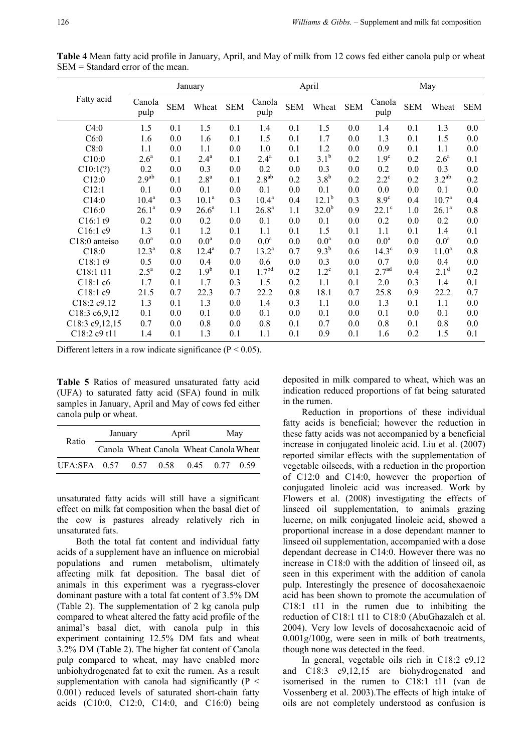**Table 4** Mean fatty acid profile in January, April, and May of milk from 12 cows fed either canola pulp or wheat SEM = Standard error of the mean.

| Fatty acid | January | | | | April | | | | May | | | |
|---|---|---|---|---|---|---|---|---|---|---|---|---|
| | Canola pulp | SEM | Wheat | SEM | Canola pulp | SEM | Wheat | SEM | Canola pulp | SEM | Wheat | SEM |
| C4:0 | 1.5 | 0.1 | 1.5 | 0.1 | 1.4 | 0.1 | 1.5 | 0.0 | 1.4 | 0.1 | 1.3 | 0.0 |
| C6:0 | 1.6 | 0.0 | 1.6 | 0.1 | 1.5 | 0.1 | 1.7 | 0.0 | 1.3 | 0.1 | 1.5 | 0.0 |
| C8:0 | 1.1 | 0.0 | 1.1 | 0.0 | 1.0 | 0.1 | 1.2 | 0.0 | 0.9 | 0.1 | 1.1 | 0.0 |
| C10:0 | 2.6[a] | 0.1 | 2.4[a] | 0.1 | 2.4[a] | 0.1 | 3.1[b] | 0.2 | 1.9[c] | 0.2 | 2.6[a] | 0.1 |
| C10:1(?) | 0.2 | 0.0 | 0.3 | 0.0 | 0.2 | 0.0 | 0.3 | 0.0 | 0.2 | 0.0 | 0.3 | 0.0 |
| C12:0 | 2.9[ab] | 0.1 | 2.8[a] | 0.1 | 2.8[ab] | 0.2 | 3.8[b] | 0.2 | 2.2[c] | 0.2 | 3.2[ab] | 0.2 |
| C12:1 | 0.1 | 0.0 | 0.1 | 0.0 | 0.1 | 0.0 | 0.1 | 0.0 | 0.0 | 0.0 | 0.1 | 0.0 |
| C14:0 | 10.4[a] | 0.3 | 10.1[a] | 0.3 | 10.4[a] | 0.4 | 12.1[b] | 0.3 | 8.9[c] | 0.4 | 10.7[a] | 0.4 |
| C16:0 | 26.1[a] | 0.9 | 26.6[a] | 1.1 | 26.8[a] | 1.1 | 32.0[b] | 0.9 | 22.1[c] | 1.0 | 26.1[a] | 0.8 |
| C16:1 t9 | 0.2 | 0.0 | 0.2 | 0.0 | 0.1 | 0.0 | 0.1 | 0.0 | 0.2 | 0.0 | 0.2 | 0.0 |
| C16:1 c9 | 1.3 | 0.1 | 1.2 | 0.1 | 1.1 | 0.1 | 1.5 | 0.1 | 1.1 | 0.1 | 1.4 | 0.1 |
| C18:0 anteiso | 0.0[a] | 0.0 | 0.0[a] | 0.0 | 0.0[a] | 0.0 | 0.0[a] | 0.0 | 0.0[a] | 0.0 | 0.0[a] | 0.0 |
| C18:0 | 12.3[a] | 0.8 | 12.4[a] | 0.7 | 13.2[a] | 0.7 | 9.3[b] | 0.6 | 14.3[c] | 0.9 | 11.0[a] | 0.8 |
| C18:1 t9 | 0.5 | 0.0 | 0.4 | 0.0 | 0.6 | 0.0 | 0.3 | 0.0 | 0.7 | 0.0 | 0.4 | 0.0 |
| C18:1 t11 | 2.5[a] | 0.2 | 1.9[b] | 0.1 | 1.7[bd] | 0.2 | 1.2[c] | 0.1 | 2.7[ad] | 0.4 | 2.1[d] | 0.2 |
| C18:1 c6 | 1.7 | 0.1 | 1.7 | 0.3 | 1.5 | 0.2 | 1.1 | 0.1 | 2.0 | 0.3 | 1.4 | 0.1 |
| C18:1 c9 | 21.5 | 0.7 | 22.3 | 0.7 | 22.2 | 0.8 | 18.1 | 0.7 | 25.8 | 0.9 | 22.2 | 0.7 |
| C18:2 c9,12 | 1.3 | 0.1 | 1.3 | 0.0 | 1.4 | 0.3 | 1.1 | 0.0 | 1.3 | 0.1 | 1.1 | 0.0 |
| C18:3 c6,9,12 | 0.1 | 0.0 | 0.1 | 0.0 | 0.1 | 0.0 | 0.1 | 0.0 | 0.1 | 0.0 | 0.1 | 0.0 |
| C18:3 c9,12,15 | 0.7 | 0.0 | 0.8 | 0.0 | 0.8 | 0.1 | 0.7 | 0.0 | 0.8 | 0.1 | 0.8 | 0.0 |
| C18:2 c9 t11 | 1.4 | 0.1 | 1.3 | 0.1 | 1.1 | 0.1 | 0.9 | 0.1 | 1.6 | 0.2 | 1.5 | 0.1 |

Different letters in a row indicate significance ($P < 0.05$).

**Table 5** Ratios of measured unsaturated fatty acid (UFA) to saturated fatty acid (SFA) found in milk samples in January, April and May of cows fed either canola pulp or wheat.

| Ratio | January | | April | | May | |
|---|---|---|---|---|---|---|
| | Canola | Wheat | Canola | Wheat | Canola | Wheat |
| UFA:SFA | 0.57 | 0.57 | 0.58 | 0.45 | 0.77 | 0.59 |

unsaturated fatty acids will still have a significant effect on milk fat composition when the basal diet of the cow is pastures already relatively rich in unsaturated fats.

Both the total fat content and individual fatty acids of a supplement have an influence on microbial populations and rumen metabolism, ultimately affecting milk fat deposition. The basal diet of animals in this experiment was a ryegrass-clover dominant pasture with a total fat content of 3.5% DM (Table 2). The supplementation of 2 kg canola pulp compared to wheat altered the fatty acid profile of the animal's basal diet, with canola pulp in this experiment containing 12.5% DM fats and wheat 3.2% DM (Table 2). The higher fat content of Canola pulp compared to wheat, may have enabled more unbiohydrogenated fat to exit the rumen. As a result supplementation with canola had significantly ($P < 0.001$) reduced levels of saturated short-chain fatty acids (C10:0, C12:0, C14:0, and C16:0) being deposited in milk compared to wheat, which was an indication reduced proportions of fat being saturated in the rumen.

Reduction in proportions of these individual fatty acids is beneficial; however the reduction in these fatty acids was not accompanied by a beneficial increase in conjugated linoleic acid. Liu et al. (2007) reported similar effects with the supplementation of vegetable oilseeds, with a reduction in the proportion of C12:0 and C14:0, however the proportion of conjugated linoleic acid was increased. Work by Flowers et al. (2008) investigating the effects of linseed oil supplementation, to animals grazing lucerne, on milk conjugated linoleic acid, showed a proportional increase in a dose dependant manner to linseed oil supplementation, accompanied with a dose dependant decrease in C14:0. However there was no increase in C18:0 with the addition of linseed oil, as seen in this experiment with the addition of canola pulp. Interestingly the presence of docosahexaenoic acid has been shown to promote the accumulation of C18:1 t11 in the rumen due to inhibiting the reduction of C18:1 t11 to C18:0 (AbuGhazaleh et al. 2004). Very low levels of docosahexaenoic acid of 0.001g/100g, were seen in milk of both treatments, though none was detected in the feed.

In general, vegetable oils rich in C18:2 c9,12 and C18:3 c9,12,15 are biohydrogenated and isomerised in the rumen to C18:1 t11 (van de Vossenberg et al. 2003).The effects of high intake of oils are not completely understood as confusion is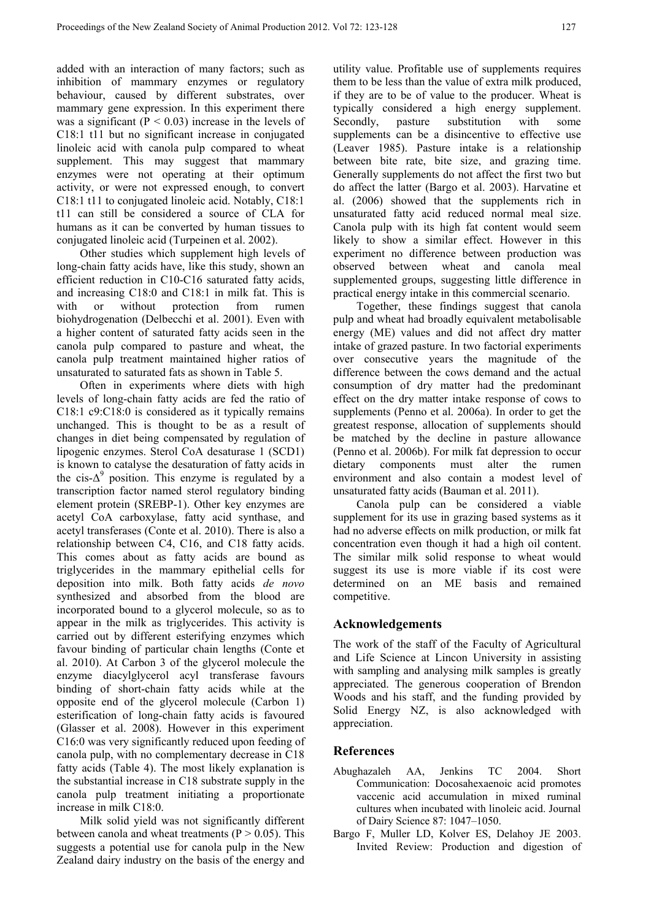added with an interaction of many factors; such as inhibition of mammary enzymes or regulatory behaviour, caused by different substrates, over mammary gene expression. In this experiment there was a significant ($P < 0.03$) increase in the levels of C18:1 t11 but no significant increase in conjugated linoleic acid with canola pulp compared to wheat supplement. This may suggest that mammary enzymes were not operating at their optimum activity, or were not expressed enough, to convert C18:1 t11 to conjugated linoleic acid. Notably, C18:1 t11 can still be considered a source of CLA for humans as it can be converted by human tissues to conjugated linoleic acid (Turpeinen et al. 2002).

Other studies which supplement high levels of long-chain fatty acids have, like this study, shown an efficient reduction in C10-C16 saturated fatty acids, and increasing C18:0 and C18:1 in milk fat. This is with or without protection from rumen biohydrogenation (Delbecchi et al. 2001). Even with a higher content of saturated fatty acids seen in the canola pulp compared to pasture and wheat, the canola pulp treatment maintained higher ratios of unsaturated to saturated fats as shown in Table 5.

Often in experiments where diets with high levels of long-chain fatty acids are fed the ratio of C18:1 c9:C18:0 is considered as it typically remains unchanged. This is thought to be as a result of changes in diet being compensated by regulation of lipogenic enzymes. Sterol CoA desaturase 1 (SCD1) is known to catalyse the desaturation of fatty acids in the cis-$\Delta^9$ position. This enzyme is regulated by a transcription factor named sterol regulatory binding element protein (SREBP-1). Other key enzymes are acetyl CoA carboxylase, fatty acid synthase, and acetyl transferases (Conte et al. 2010). There is also a relationship between C4, C16, and C18 fatty acids. This comes about as fatty acids are bound as triglycerides in the mammary epithelial cells for deposition into milk. Both fatty acids *de novo* synthesized and absorbed from the blood are incorporated bound to a glycerol molecule, so as to appear in the milk as triglycerides. This activity is carried out by different esterifying enzymes which favour binding of particular chain lengths (Conte et al. 2010). At Carbon 3 of the glycerol molecule the enzyme diacylglycerol acyl transferase favours binding of short-chain fatty acids while at the opposite end of the glycerol molecule (Carbon 1) esterification of long-chain fatty acids is favoured (Glasser et al. 2008). However in this experiment C16:0 was very significantly reduced upon feeding of canola pulp, with no complementary decrease in C18 fatty acids (Table 4). The most likely explanation is the substantial increase in C18 substrate supply in the canola pulp treatment initiating a proportionate increase in milk C18:0.

Milk solid yield was not significantly different between canola and wheat treatments ($P > 0.05$). This suggests a potential use for canola pulp in the New Zealand dairy industry on the basis of the energy and utility value. Profitable use of supplements requires them to be less than the value of extra milk produced, if they are to be of value to the producer. Wheat is typically considered a high energy supplement. Secondly, pasture substitution with some supplements can be a disincentive to effective use (Leaver 1985). Pasture intake is a relationship between bite rate, bite size, and grazing time. Generally supplements do not affect the first two but do affect the latter (Bargo et al. 2003). Harvatine et al. (2006) showed that the supplements rich in unsaturated fatty acid reduced normal meal size. Canola pulp with its high fat content would seem likely to show a similar effect. However in this experiment no difference between production was observed between wheat and canola meal supplemented groups, suggesting little difference in practical energy intake in this commercial scenario.

Together, these findings suggest that canola pulp and wheat had broadly equivalent metabolisable energy (ME) values and did not affect dry matter intake of grazed pasture. In two factorial experiments over consecutive years the magnitude of the difference between the cows demand and the actual consumption of dry matter had the predominant effect on the dry matter intake response of cows to supplements (Penno et al. 2006a). In order to get the greatest response, allocation of supplements should be matched by the decline in pasture allowance (Penno et al. 2006b). For milk fat depression to occur dietary components must alter the rumen environment and also contain a modest level of unsaturated fatty acids (Bauman et al. 2011).

Canola pulp can be considered a viable supplement for its use in grazing based systems as it had no adverse effects on milk production, or milk fat concentration even though it had a high oil content. The similar milk solid response to wheat would suggest its use is more viable if its cost were determined on an ME basis and remained competitive.

## Acknowledgements

The work of the staff of the Faculty of Agricultural and Life Science at Lincon University in assisting with sampling and analysing milk samples is greatly appreciated. The generous cooperation of Brendon Woods and his staff, and the funding provided by Solid Energy NZ, is also acknowledged with appreciation.

## References

Abughazaleh AA, Jenkins TC 2004. Short Communication: Docosahexaenoic acid promotes vaccenic acid accumulation in mixed ruminal cultures when incubated with linoleic acid. Journal of Dairy Science 87: 1047–1050.

Bargo F, Muller LD, Kolver ES, Delahoy JE 2003. Invited Review: Production and digestion of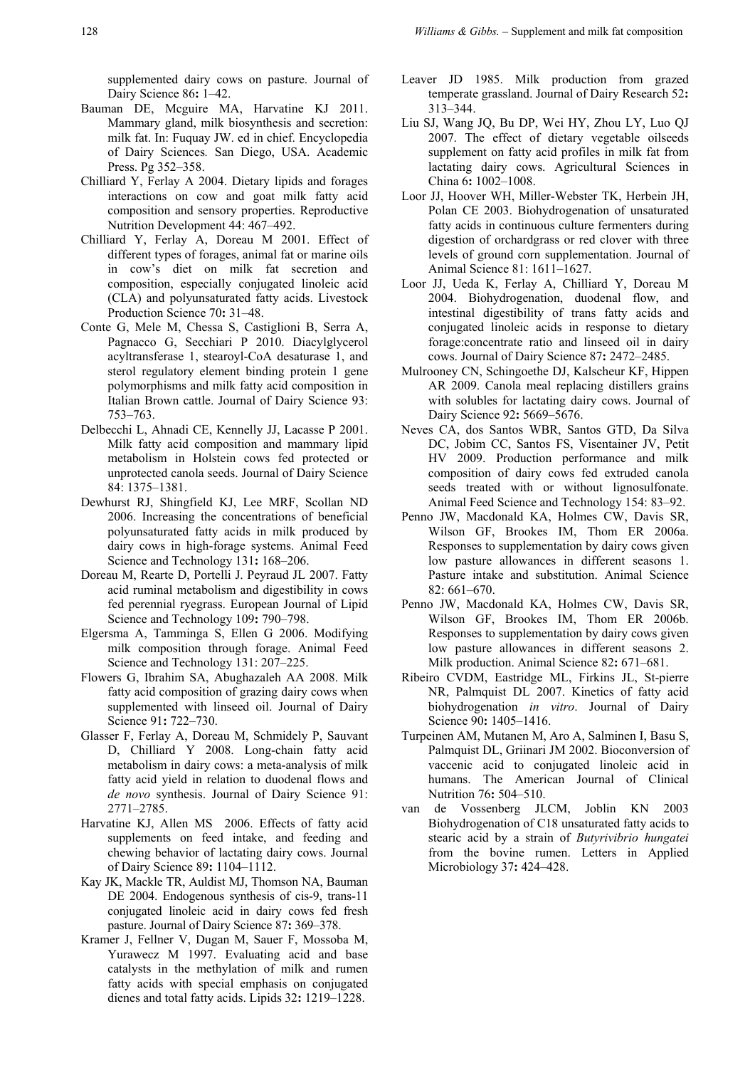supplemented dairy cows on pasture. Journal of Dairy Science 86**:** 1–42.

Bauman DE, Mcguire MA, Harvatine KJ 2011. Mammary gland, milk biosynthesis and secretion: milk fat. In: Fuquay JW. ed in chief. Encyclopedia of Dairy Sciences*.* San Diego, USA. Academic Press. Pg 352–358.

Chilliard Y, Ferlay A 2004. Dietary lipids and forages interactions on cow and goat milk fatty acid composition and sensory properties. Reproductive Nutrition Development 44: 467–492.

Chilliard Y, Ferlay A, Doreau M 2001. Effect of different types of forages, animal fat or marine oils in cow's diet on milk fat secretion and composition, especially conjugated linoleic acid (CLA) and polyunsaturated fatty acids. Livestock Production Science 70**:** 31–48.

Conte G, Mele M, Chessa S, Castiglioni B, Serra A, Pagnacco G, Secchiari P 2010. Diacylglycerol acyltransferase 1, stearoyl-CoA desaturase 1, and sterol regulatory element binding protein 1 gene polymorphisms and milk fatty acid composition in Italian Brown cattle. Journal of Dairy Science 93: 753–763.

Delbecchi L, Ahnadi CE, Kennelly JJ, Lacasse P 2001. Milk fatty acid composition and mammary lipid metabolism in Holstein cows fed protected or unprotected canola seeds. Journal of Dairy Science 84: 1375–1381.

Dewhurst RJ, Shingfield KJ, Lee MRF, Scollan ND 2006. Increasing the concentrations of beneficial polyunsaturated fatty acids in milk produced by dairy cows in high-forage systems. Animal Feed Science and Technology 131**:** 168–206.

Doreau M, Rearte D, Portelli J. Peyraud JL 2007. Fatty acid ruminal metabolism and digestibility in cows fed perennial ryegrass. European Journal of Lipid Science and Technology 109**:** 790–798.

Elgersma A, Tamminga S, Ellen G 2006. Modifying milk composition through forage. Animal Feed Science and Technology 131: 207–225.

Flowers G, Ibrahim SA, Abughazaleh AA 2008. Milk fatty acid composition of grazing dairy cows when supplemented with linseed oil. Journal of Dairy Science 91**:** 722–730.

Glasser F, Ferlay A, Doreau M, Schmidely P, Sauvant D, Chilliard Y 2008. Long-chain fatty acid metabolism in dairy cows: a meta-analysis of milk fatty acid yield in relation to duodenal flows and *de novo* synthesis. Journal of Dairy Science 91: 2771–2785.

Harvatine KJ, Allen MS 2006. Effects of fatty acid supplements on feed intake, and feeding and chewing behavior of lactating dairy cows. Journal of Dairy Science 89**:** 1104–1112.

Kay JK, Mackle TR, Auldist MJ, Thomson NA, Bauman DE 2004. Endogenous synthesis of cis-9, trans-11 conjugated linoleic acid in dairy cows fed fresh pasture. Journal of Dairy Science 87**:** 369–378.

Kramer J, Fellner V, Dugan M, Sauer F, Mossoba M, Yurawecz M 1997. Evaluating acid and base catalysts in the methylation of milk and rumen fatty acids with special emphasis on conjugated dienes and total fatty acids. Lipids 32**:** 1219–1228.

Leaver JD 1985. Milk production from grazed temperate grassland. Journal of Dairy Research 52**:** 313–344.

Liu SJ, Wang JQ, Bu DP, Wei HY, Zhou LY, Luo QJ 2007. The effect of dietary vegetable oilseeds supplement on fatty acid profiles in milk fat from lactating dairy cows. Agricultural Sciences in China 6**:** 1002–1008.

Loor JJ, Hoover WH, Miller-Webster TK, Herbein JH, Polan CE 2003. Biohydrogenation of unsaturated fatty acids in continuous culture fermenters during digestion of orchardgrass or red clover with three levels of ground corn supplementation. Journal of Animal Science 81: 1611–1627.

Loor JJ, Ueda K, Ferlay A, Chilliard Y, Doreau M 2004. Biohydrogenation, duodenal flow, and intestinal digestibility of trans fatty acids and conjugated linoleic acids in response to dietary forage:concentrate ratio and linseed oil in dairy cows. Journal of Dairy Science 87**:** 2472–2485.

Mulrooney CN, Schingoethe DJ, Kalscheur KF, Hippen AR 2009. Canola meal replacing distillers grains with solubles for lactating dairy cows. Journal of Dairy Science 92**:** 5669–5676.

Neves CA, dos Santos WBR, Santos GTD, Da Silva DC, Jobim CC, Santos FS, Visentainer JV, Petit HV 2009. Production performance and milk composition of dairy cows fed extruded canola seeds treated with or without lignosulfonate. Animal Feed Science and Technology 154: 83–92.

Penno JW, Macdonald KA, Holmes CW, Davis SR, Wilson GF, Brookes IM, Thom ER 2006a. Responses to supplementation by dairy cows given low pasture allowances in different seasons 1. Pasture intake and substitution. Animal Science 82: 661–670.

Penno JW, Macdonald KA, Holmes CW, Davis SR, Wilson GF, Brookes IM, Thom ER 2006b. Responses to supplementation by dairy cows given low pasture allowances in different seasons 2. Milk production. Animal Science 82**:** 671–681.

Ribeiro CVDM, Eastridge ML, Firkins JL, St-pierre NR, Palmquist DL 2007. Kinetics of fatty acid biohydrogenation *in vitro*. Journal of Dairy Science 90**:** 1405–1416.

Turpeinen AM, Mutanen M, Aro A, Salminen I, Basu S, Palmquist DL, Griinari JM 2002. Bioconversion of vaccenic acid to conjugated linoleic acid in humans. The American Journal of Clinical Nutrition 76**:** 504–510.

van de Vossenberg JLCM, Joblin KN 2003 Biohydrogenation of C18 unsaturated fatty acids to stearic acid by a strain of *Butyrivibrio hungatei* from the bovine rumen. Letters in Applied Microbiology 37**:** 424–428.